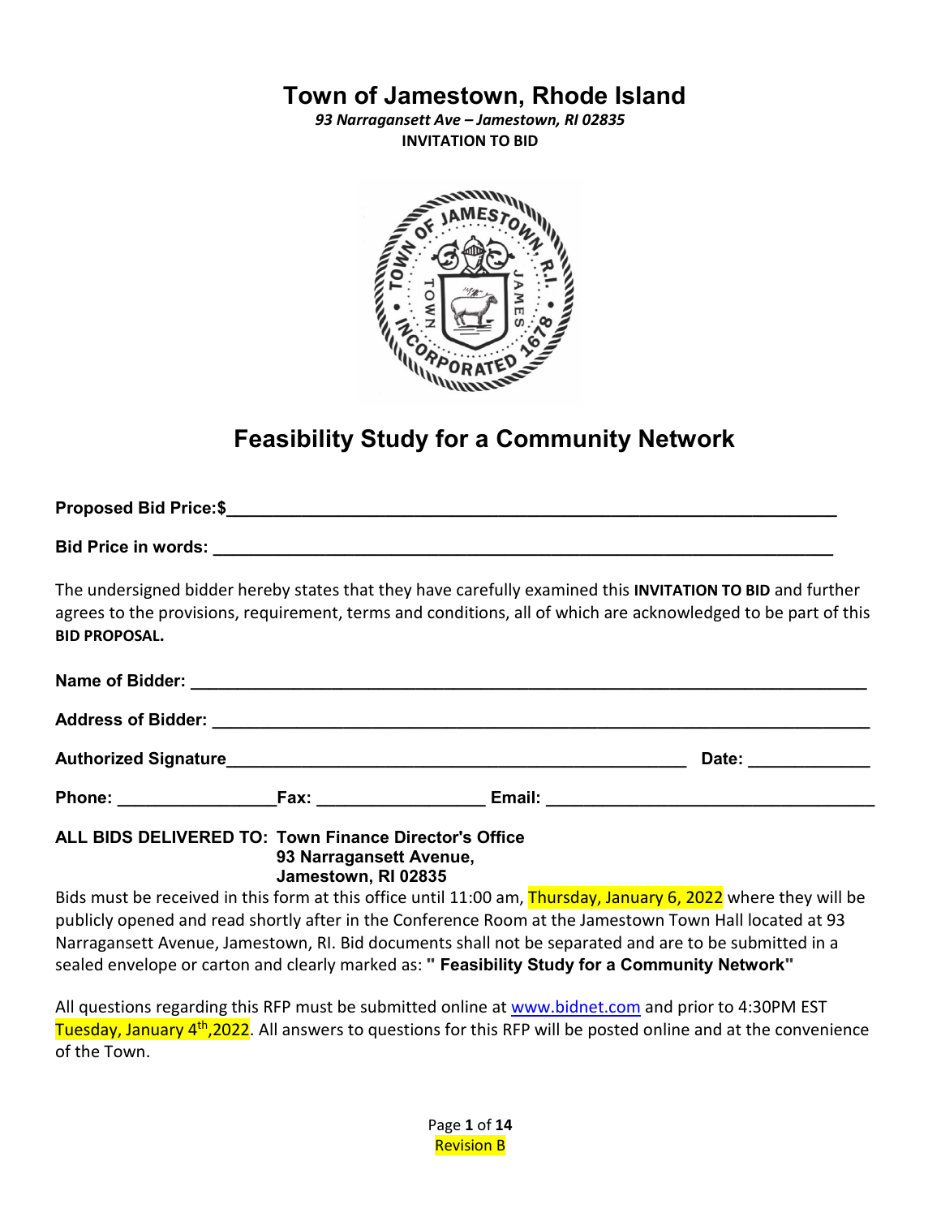# Town of Jamestown, Rhode Island

*93 Narragansett Ave – Jamestown, RI 02835*

**INVITATION TO BID**

## Feasibility Study for a Community Network

**Proposed Bid Price:$**\_\_\_\_\_\_\_\_\_\_\_\_\_\_\_\_\_\_\_\_\_\_\_\_\_\_\_\_\_\_\_\_\_\_\_\_\_\_\_\_\_\_\_\_\_\_\_\_\_\_\_\_\_\_\_\_\_\_\_\_\_\_

**Bid Price in words:** \_\_\_\_\_\_\_\_\_\_\_\_\_\_\_\_\_\_\_\_\_\_\_\_\_\_\_\_\_\_\_\_\_\_\_\_\_\_\_\_\_\_\_\_\_\_\_\_\_\_\_\_\_\_\_\_\_\_\_\_\_\_

The undersigned bidder hereby states that they have carefully examined this **INVITATION TO BID** and further agrees to the provisions, requirement, terms and conditions, all of which are acknowledged to be part of this **BID PROPOSAL.**

**Name of Bidder:** \_\_\_\_\_\_\_\_\_\_\_\_\_\_\_\_\_\_\_\_\_\_\_\_\_\_\_\_\_\_\_\_\_\_\_\_\_\_\_\_\_\_\_\_\_\_\_\_\_\_\_\_\_\_\_\_\_\_\_\_\_\_

**Address of Bidder:** \_\_\_\_\_\_\_\_\_\_\_\_\_\_\_\_\_\_\_\_\_\_\_\_\_\_\_\_\_\_\_\_\_\_\_\_\_\_\_\_\_\_\_\_\_\_\_\_\_\_\_\_\_\_\_\_\_\_\_\_\_\_

**Authorized Signature**\_\_\_\_\_\_\_\_\_\_\_\_\_\_\_\_\_\_\_\_\_\_\_\_\_\_\_\_\_\_\_\_\_\_\_\_\_\_\_\_\_\_\_\_ **Date:** \_\_\_\_\_\_\_\_\_\_\_\_

**Phone:** \_\_\_\_\_\_\_\_\_\_\_\_\_\_\_\_**Fax:** \_\_\_\_\_\_\_\_\_\_\_\_\_\_\_\_ **Email:** \_\_\_\_\_\_\_\_\_\_\_\_\_\_\_\_\_\_\_\_\_\_\_\_\_\_\_\_\_\_\_\_

**ALL BIDS DELIVERED TO: Town Finance Director's Office**
**93 Narragansett Avenue,**
**Jamestown, RI 02835**

Bids must be received in this form at this office until 11:00 am, Thursday, January 6, 2022 where they will be publicly opened and read shortly after in the Conference Room at the Jamestown Town Hall located at 93 Narragansett Avenue, Jamestown, RI. Bid documents shall not be separated and are to be submitted in a sealed envelope or carton and clearly marked as: **" Feasibility Study for a Community Network"**

All questions regarding this RFP must be submitted online at www.bidnet.com and prior to 4:30PM EST Tuesday, January 4th,2022. All answers to questions for this RFP will be posted online and at the convenience of the Town.

Revision B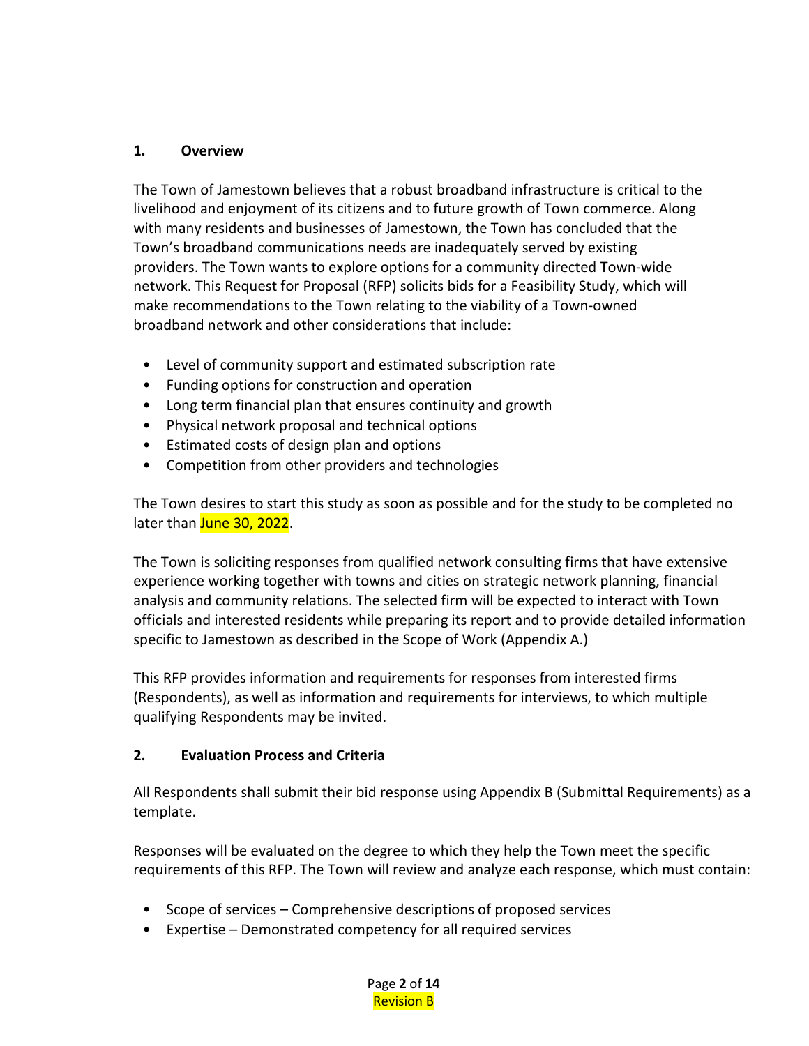## 1. Overview

The Town of Jamestown believes that a robust broadband infrastructure is critical to the livelihood and enjoyment of its citizens and to future growth of Town commerce. Along with many residents and businesses of Jamestown, the Town has concluded that the Town's broadband communications needs are inadequately served by existing providers. The Town wants to explore options for a community directed Town-wide network. This Request for Proposal (RFP) solicits bids for a Feasibility Study, which will make recommendations to the Town relating to the viability of a Town-owned broadband network and other considerations that include:

- Level of community support and estimated subscription rate
- Funding options for construction and operation
- Long term financial plan that ensures continuity and growth
- Physical network proposal and technical options
- Estimated costs of design plan and options
- Competition from other providers and technologies

The Town desires to start this study as soon as possible and for the study to be completed no later than June 30, 2022.

The Town is soliciting responses from qualified network consulting firms that have extensive experience working together with towns and cities on strategic network planning, financial analysis and community relations. The selected firm will be expected to interact with Town officials and interested residents while preparing its report and to provide detailed information specific to Jamestown as described in the Scope of Work (Appendix A.)

This RFP provides information and requirements for responses from interested firms (Respondents), as well as information and requirements for interviews, to which multiple qualifying Respondents may be invited.

## 2. Evaluation Process and Criteria

All Respondents shall submit their bid response using Appendix B (Submittal Requirements) as a template.

Responses will be evaluated on the degree to which they help the Town meet the specific requirements of this RFP. The Town will review and analyze each response, which must contain:

- Scope of services – Comprehensive descriptions of proposed services
- Expertise – Demonstrated competency for all required services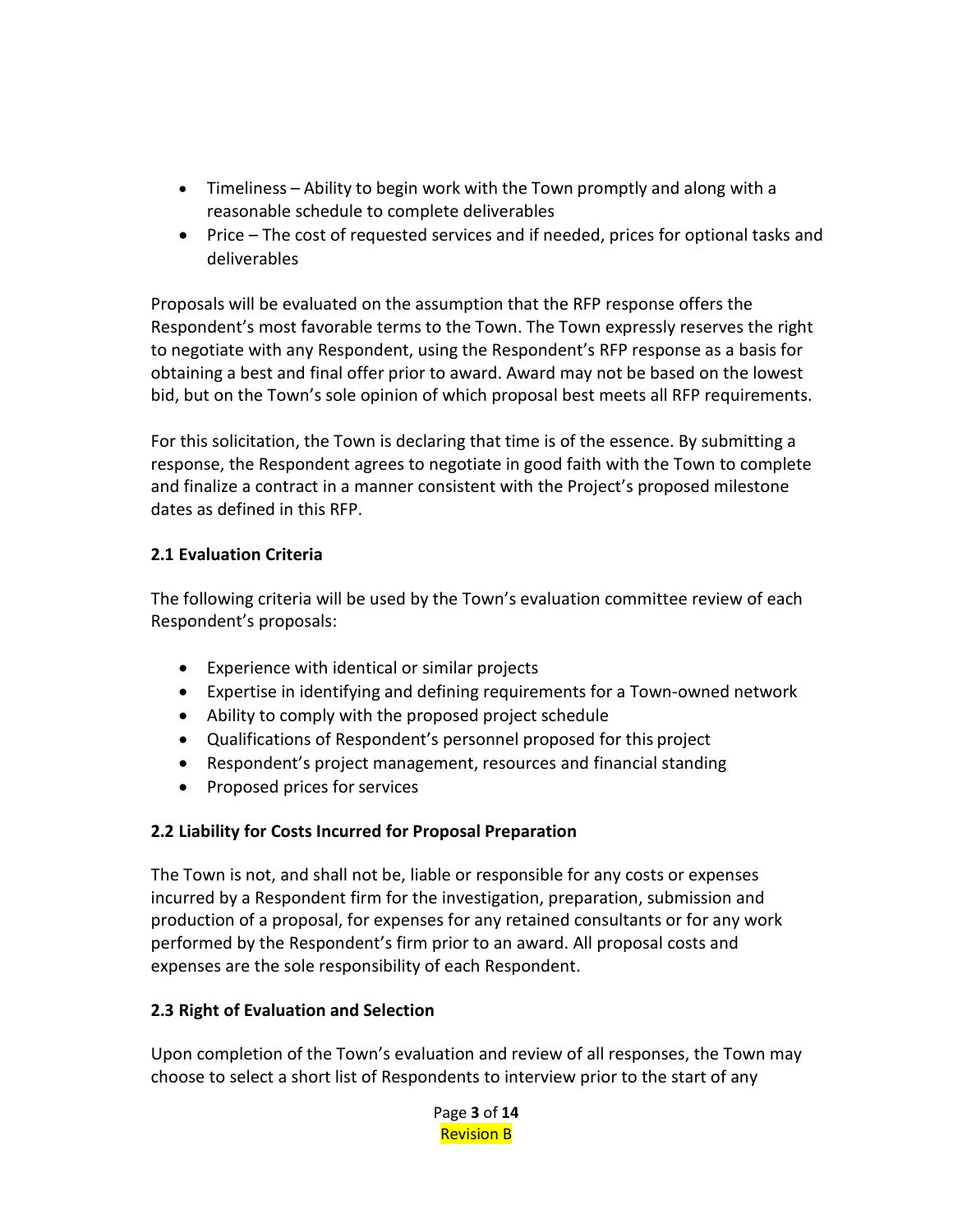- Timeliness – Ability to begin work with the Town promptly and along with a reasonable schedule to complete deliverables
- Price – The cost of requested services and if needed, prices for optional tasks and deliverables

Proposals will be evaluated on the assumption that the RFP response offers the Respondent's most favorable terms to the Town. The Town expressly reserves the right to negotiate with any Respondent, using the Respondent's RFP response as a basis for obtaining a best and final offer prior to award. Award may not be based on the lowest bid, but on the Town's sole opinion of which proposal best meets all RFP requirements.

For this solicitation, the Town is declaring that time is of the essence. By submitting a response, the Respondent agrees to negotiate in good faith with the Town to complete and finalize a contract in a manner consistent with the Project's proposed milestone dates as defined in this RFP.

### 2.1 Evaluation Criteria

The following criteria will be used by the Town's evaluation committee review of each Respondent's proposals:

- Experience with identical or similar projects
- Expertise in identifying and defining requirements for a Town-owned network
- Ability to comply with the proposed project schedule
- Qualifications of Respondent's personnel proposed for this project
- Respondent's project management, resources and financial standing
- Proposed prices for services

### 2.2 Liability for Costs Incurred for Proposal Preparation

The Town is not, and shall not be, liable or responsible for any costs or expenses incurred by a Respondent firm for the investigation, preparation, submission and production of a proposal, for expenses for any retained consultants or for any work performed by the Respondent's firm prior to an award. All proposal costs and expenses are the sole responsibility of each Respondent.

### 2.3 Right of Evaluation and Selection

Upon completion of the Town's evaluation and review of all responses, the Town may choose to select a short list of Respondents to interview prior to the start of any

Revision B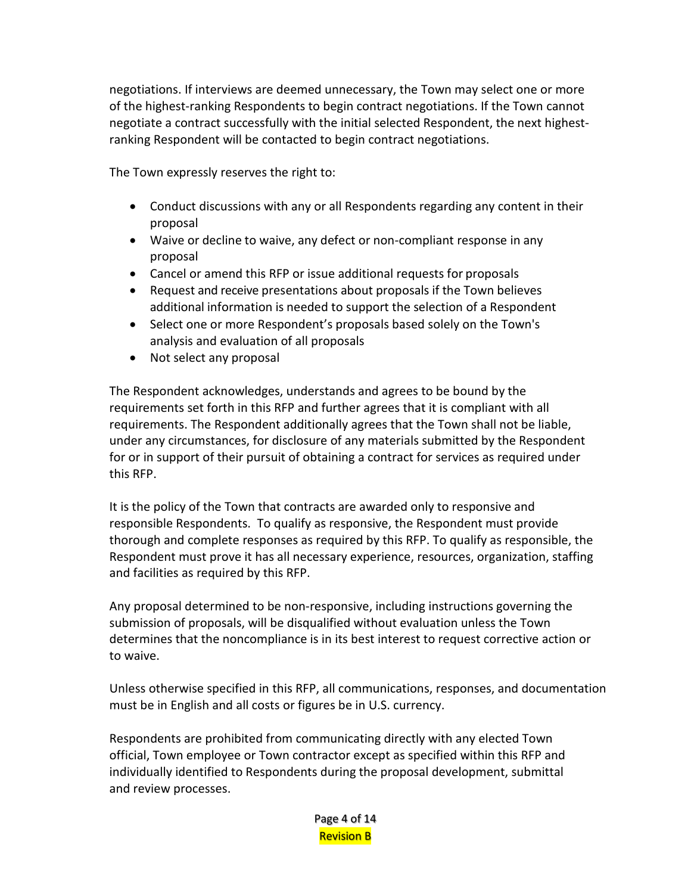negotiations. If interviews are deemed unnecessary, the Town may select one or more of the highest-ranking Respondents to begin contract negotiations. If the Town cannot negotiate a contract successfully with the initial selected Respondent, the next highest-ranking Respondent will be contacted to begin contract negotiations.

The Town expressly reserves the right to:

- Conduct discussions with any or all Respondents regarding any content in their proposal
- Waive or decline to waive, any defect or non-compliant response in any proposal
- Cancel or amend this RFP or issue additional requests for proposals
- Request and receive presentations about proposals if the Town believes additional information is needed to support the selection of a Respondent
- Select one or more Respondent's proposals based solely on the Town's analysis and evaluation of all proposals
- Not select any proposal

The Respondent acknowledges, understands and agrees to be bound by the requirements set forth in this RFP and further agrees that it is compliant with all requirements. The Respondent additionally agrees that the Town shall not be liable, under any circumstances, for disclosure of any materials submitted by the Respondent for or in support of their pursuit of obtaining a contract for services as required under this RFP.

It is the policy of the Town that contracts are awarded only to responsive and responsible Respondents. To qualify as responsive, the Respondent must provide thorough and complete responses as required by this RFP. To qualify as responsible, the Respondent must prove it has all necessary experience, resources, organization, staffing and facilities as required by this RFP.

Any proposal determined to be non-responsive, including instructions governing the submission of proposals, will be disqualified without evaluation unless the Town determines that the noncompliance is in its best interest to request corrective action or to waive.

Unless otherwise specified in this RFP, all communications, responses, and documentation must be in English and all costs or figures be in U.S. currency.

Respondents are prohibited from communicating directly with any elected Town official, Town employee or Town contractor except as specified within this RFP and individually identified to Respondents during the proposal development, submittal and review processes.

Revision B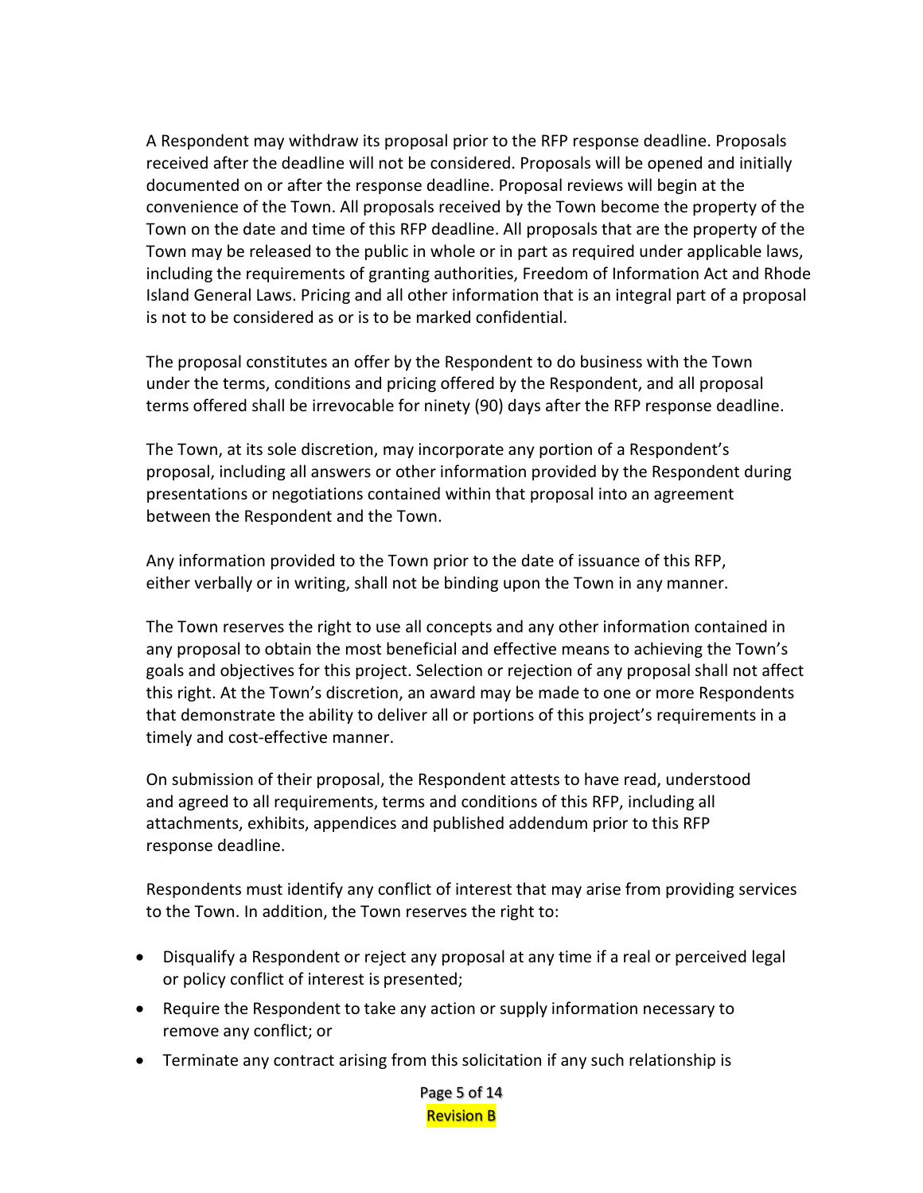A Respondent may withdraw its proposal prior to the RFP response deadline. Proposals received after the deadline will not be considered. Proposals will be opened and initially documented on or after the response deadline. Proposal reviews will begin at the convenience of the Town. All proposals received by the Town become the property of the Town on the date and time of this RFP deadline. All proposals that are the property of the Town may be released to the public in whole or in part as required under applicable laws, including the requirements of granting authorities, Freedom of Information Act and Rhode Island General Laws. Pricing and all other information that is an integral part of a proposal is not to be considered as or is to be marked confidential.

The proposal constitutes an offer by the Respondent to do business with the Town under the terms, conditions and pricing offered by the Respondent, and all proposal terms offered shall be irrevocable for ninety (90) days after the RFP response deadline.

The Town, at its sole discretion, may incorporate any portion of a Respondent's proposal, including all answers or other information provided by the Respondent during presentations or negotiations contained within that proposal into an agreement between the Respondent and the Town.

Any information provided to the Town prior to the date of issuance of this RFP, either verbally or in writing, shall not be binding upon the Town in any manner.

The Town reserves the right to use all concepts and any other information contained in any proposal to obtain the most beneficial and effective means to achieving the Town's goals and objectives for this project. Selection or rejection of any proposal shall not affect this right. At the Town's discretion, an award may be made to one or more Respondents that demonstrate the ability to deliver all or portions of this project's requirements in a timely and cost-effective manner.

On submission of their proposal, the Respondent attests to have read, understood and agreed to all requirements, terms and conditions of this RFP, including all attachments, exhibits, appendices and published addendum prior to this RFP response deadline.

Respondents must identify any conflict of interest that may arise from providing services to the Town. In addition, the Town reserves the right to:

- Disqualify a Respondent or reject any proposal at any time if a real or perceived legal or policy conflict of interest is presented;
- Require the Respondent to take any action or supply information necessary to remove any conflict; or
- Terminate any contract arising from this solicitation if any such relationship is

Revision B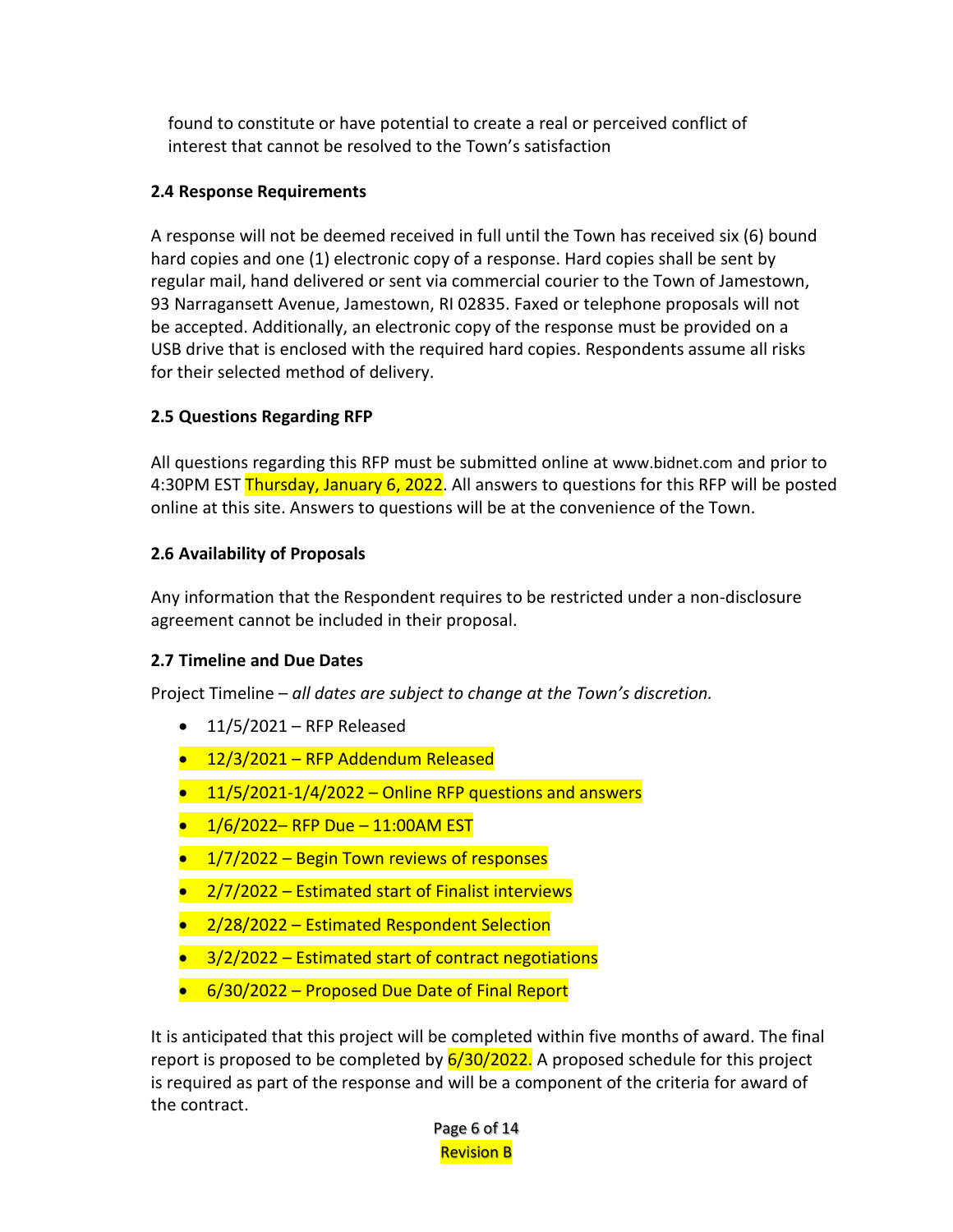found to constitute or have potential to create a real or perceived conflict of interest that cannot be resolved to the Town's satisfaction

**2.4 Response Requirements**

A response will not be deemed received in full until the Town has received six (6) bound hard copies and one (1) electronic copy of a response. Hard copies shall be sent by regular mail, hand delivered or sent via commercial courier to the Town of Jamestown, 93 Narragansett Avenue, Jamestown, RI 02835. Faxed or telephone proposals will not be accepted. Additionally, an electronic copy of the response must be provided on a USB drive that is enclosed with the required hard copies. Respondents assume all risks for their selected method of delivery.

**2.5 Questions Regarding RFP**

All questions regarding this RFP must be submitted online at www.bidnet.com and prior to 4:30PM EST Thursday, January 6, 2022. All answers to questions for this RFP will be posted online at this site. Answers to questions will be at the convenience of the Town.

**2.6 Availability of Proposals**

Any information that the Respondent requires to be restricted under a non-disclosure agreement cannot be included in their proposal.

**2.7 Timeline and Due Dates**

Project Timeline – *all dates are subject to change at the Town's discretion.*

- 11/5/2021 – RFP Released
- 12/3/2021 – RFP Addendum Released
- 11/5/2021-1/4/2022 – Online RFP questions and answers
- 1/6/2022– RFP Due – 11:00AM EST
- 1/7/2022 – Begin Town reviews of responses
- 2/7/2022 – Estimated start of Finalist interviews
- 2/28/2022 – Estimated Respondent Selection
- 3/2/2022 – Estimated start of contract negotiations
- 6/30/2022 – Proposed Due Date of Final Report

It is anticipated that this project will be completed within five months of award. The final report is proposed to be completed by 6/30/2022. A proposed schedule for this project is required as part of the response and will be a component of the criteria for award of the contract.

Revision B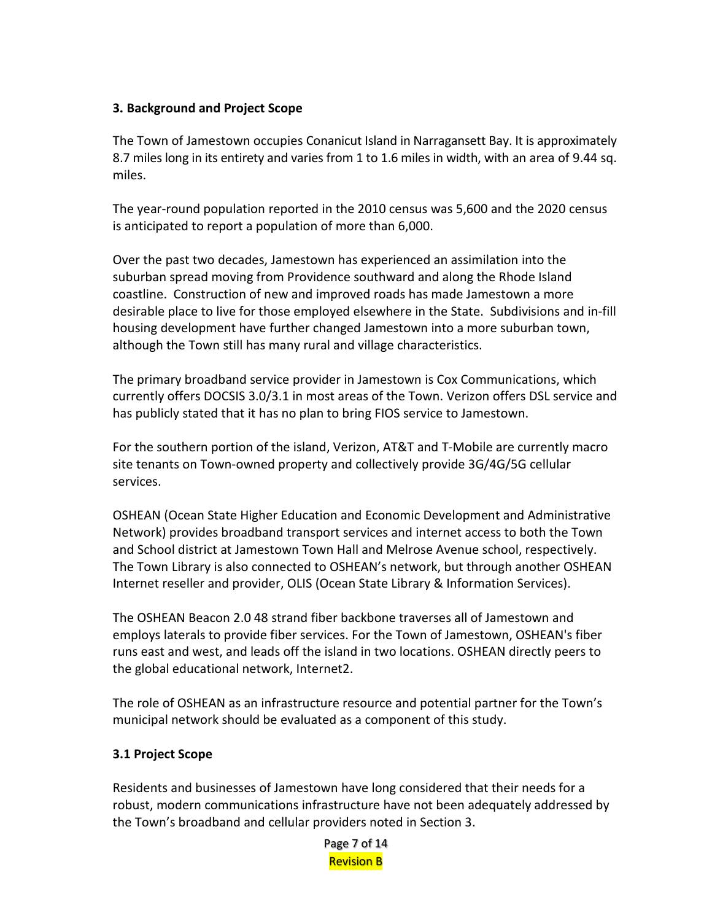## 3. Background and Project Scope

The Town of Jamestown occupies Conanicut Island in Narragansett Bay. It is approximately 8.7 miles long in its entirety and varies from 1 to 1.6 miles in width, with an area of 9.44 sq. miles.

The year-round population reported in the 2010 census was 5,600 and the 2020 census is anticipated to report a population of more than 6,000.

Over the past two decades, Jamestown has experienced an assimilation into the suburban spread moving from Providence southward and along the Rhode Island coastline. Construction of new and improved roads has made Jamestown a more desirable place to live for those employed elsewhere in the State. Subdivisions and in-fill housing development have further changed Jamestown into a more suburban town, although the Town still has many rural and village characteristics.

The primary broadband service provider in Jamestown is Cox Communications, which currently offers DOCSIS 3.0/3.1 in most areas of the Town. Verizon offers DSL service and has publicly stated that it has no plan to bring FIOS service to Jamestown.

For the southern portion of the island, Verizon, AT&T and T-Mobile are currently macro site tenants on Town-owned property and collectively provide 3G/4G/5G cellular services.

OSHEAN (Ocean State Higher Education and Economic Development and Administrative Network) provides broadband transport services and internet access to both the Town and School district at Jamestown Town Hall and Melrose Avenue school, respectively. The Town Library is also connected to OSHEAN's network, but through another OSHEAN Internet reseller and provider, OLIS (Ocean State Library & Information Services).

The OSHEAN Beacon 2.0 48 strand fiber backbone traverses all of Jamestown and employs laterals to provide fiber services. For the Town of Jamestown, OSHEAN's fiber runs east and west, and leads off the island in two locations. OSHEAN directly peers to the global educational network, Internet2.

The role of OSHEAN as an infrastructure resource and potential partner for the Town's municipal network should be evaluated as a component of this study.

### 3.1 Project Scope

Residents and businesses of Jamestown have long considered that their needs for a robust, modern communications infrastructure have not been adequately addressed by the Town's broadband and cellular providers noted in Section 3.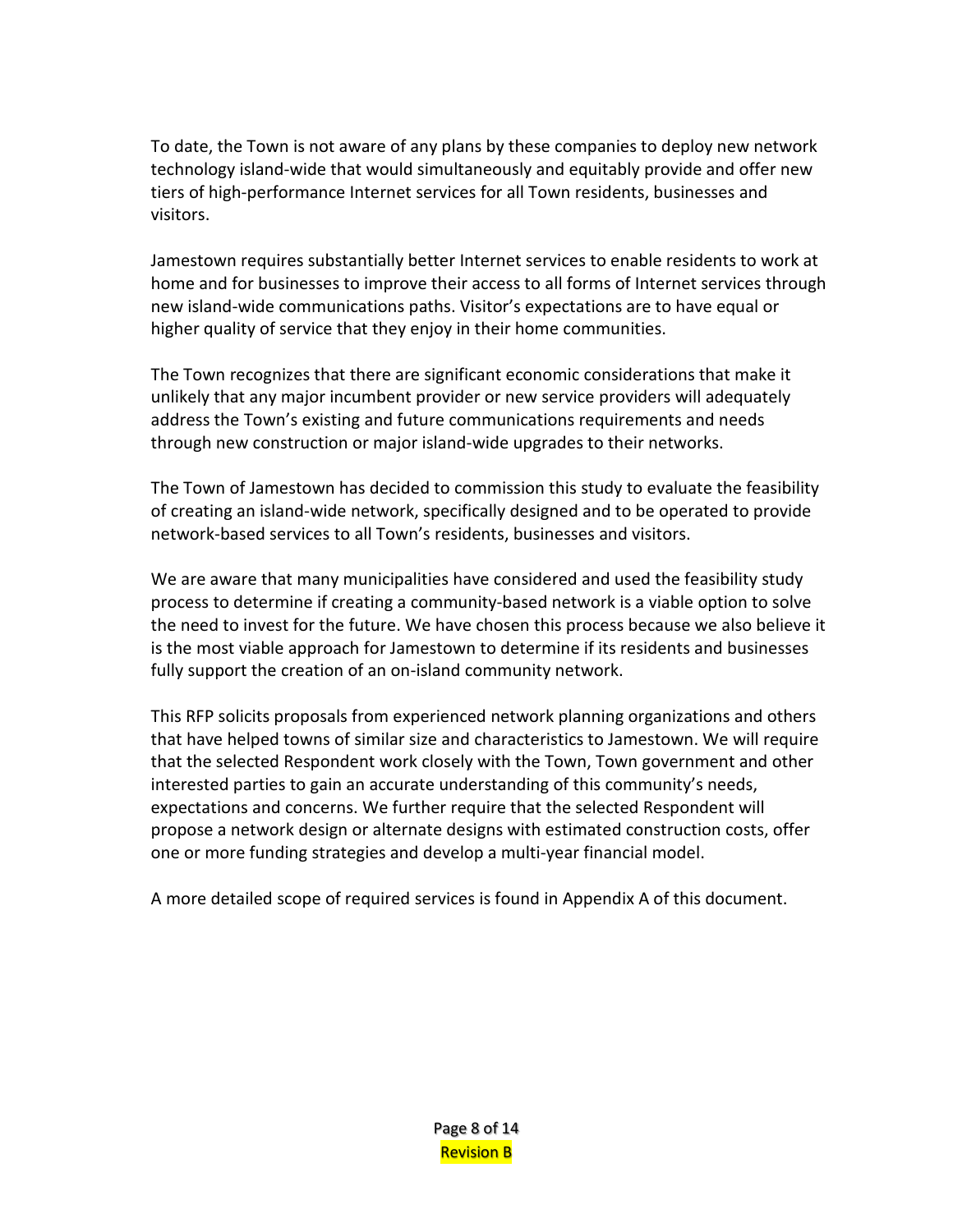To date, the Town is not aware of any plans by these companies to deploy new network technology island-wide that would simultaneously and equitably provide and offer new tiers of high-performance Internet services for all Town residents, businesses and visitors.

Jamestown requires substantially better Internet services to enable residents to work at home and for businesses to improve their access to all forms of Internet services through new island-wide communications paths. Visitor's expectations are to have equal or higher quality of service that they enjoy in their home communities.

The Town recognizes that there are significant economic considerations that make it unlikely that any major incumbent provider or new service providers will adequately address the Town's existing and future communications requirements and needs through new construction or major island-wide upgrades to their networks.

The Town of Jamestown has decided to commission this study to evaluate the feasibility of creating an island-wide network, specifically designed and to be operated to provide network-based services to all Town's residents, businesses and visitors.

We are aware that many municipalities have considered and used the feasibility study process to determine if creating a community-based network is a viable option to solve the need to invest for the future. We have chosen this process because we also believe it is the most viable approach for Jamestown to determine if its residents and businesses fully support the creation of an on-island community network.

This RFP solicits proposals from experienced network planning organizations and others that have helped towns of similar size and characteristics to Jamestown. We will require that the selected Respondent work closely with the Town, Town government and other interested parties to gain an accurate understanding of this community's needs, expectations and concerns. We further require that the selected Respondent will propose a network design or alternate designs with estimated construction costs, offer one or more funding strategies and develop a multi-year financial model.

A more detailed scope of required services is found in Appendix A of this document.

Revision B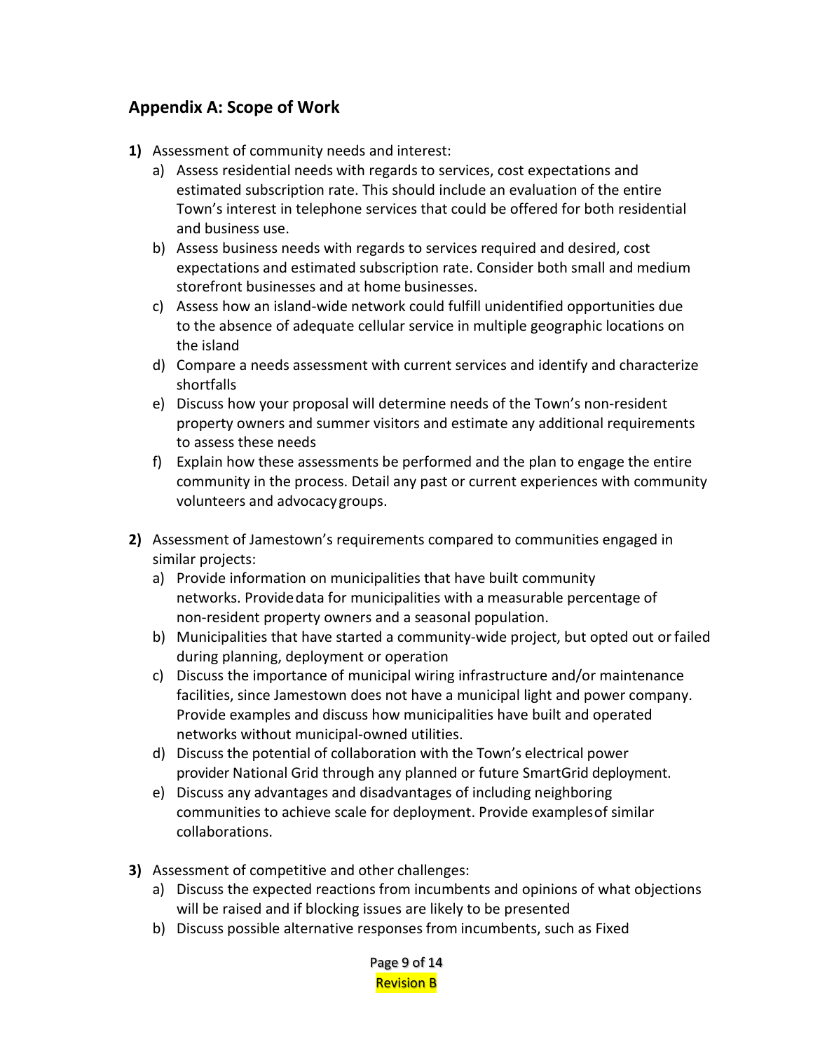## Appendix A: Scope of Work

1) Assessment of community needs and interest:
   a) Assess residential needs with regards to services, cost expectations and estimated subscription rate. This should include an evaluation of the entire Town's interest in telephone services that could be offered for both residential and business use.
   b) Assess business needs with regards to services required and desired, cost expectations and estimated subscription rate. Consider both small and medium storefront businesses and at home businesses.
   c) Assess how an island-wide network could fulfill unidentified opportunities due to the absence of adequate cellular service in multiple geographic locations on the island
   d) Compare a needs assessment with current services and identify and characterize shortfalls
   e) Discuss how your proposal will determine needs of the Town's non-resident property owners and summer visitors and estimate any additional requirements to assess these needs
   f) Explain how these assessments be performed and the plan to engage the entire community in the process. Detail any past or current experiences with community volunteers and advocacy groups.

2) Assessment of Jamestown's requirements compared to communities engaged in similar projects:
   a) Provide information on municipalities that have built community networks. Provide data for municipalities with a measurable percentage of non-resident property owners and a seasonal population.
   b) Municipalities that have started a community-wide project, but opted out or failed during planning, deployment or operation
   c) Discuss the importance of municipal wiring infrastructure and/or maintenance facilities, since Jamestown does not have a municipal light and power company. Provide examples and discuss how municipalities have built and operated networks without municipal-owned utilities.
   d) Discuss the potential of collaboration with the Town's electrical power provider National Grid through any planned or future SmartGrid deployment.
   e) Discuss any advantages and disadvantages of including neighboring communities to achieve scale for deployment. Provide examples of similar collaborations.

3) Assessment of competitive and other challenges:
   a) Discuss the expected reactions from incumbents and opinions of what objections will be raised and if blocking issues are likely to be presented
   b) Discuss possible alternative responses from incumbents, such as Fixed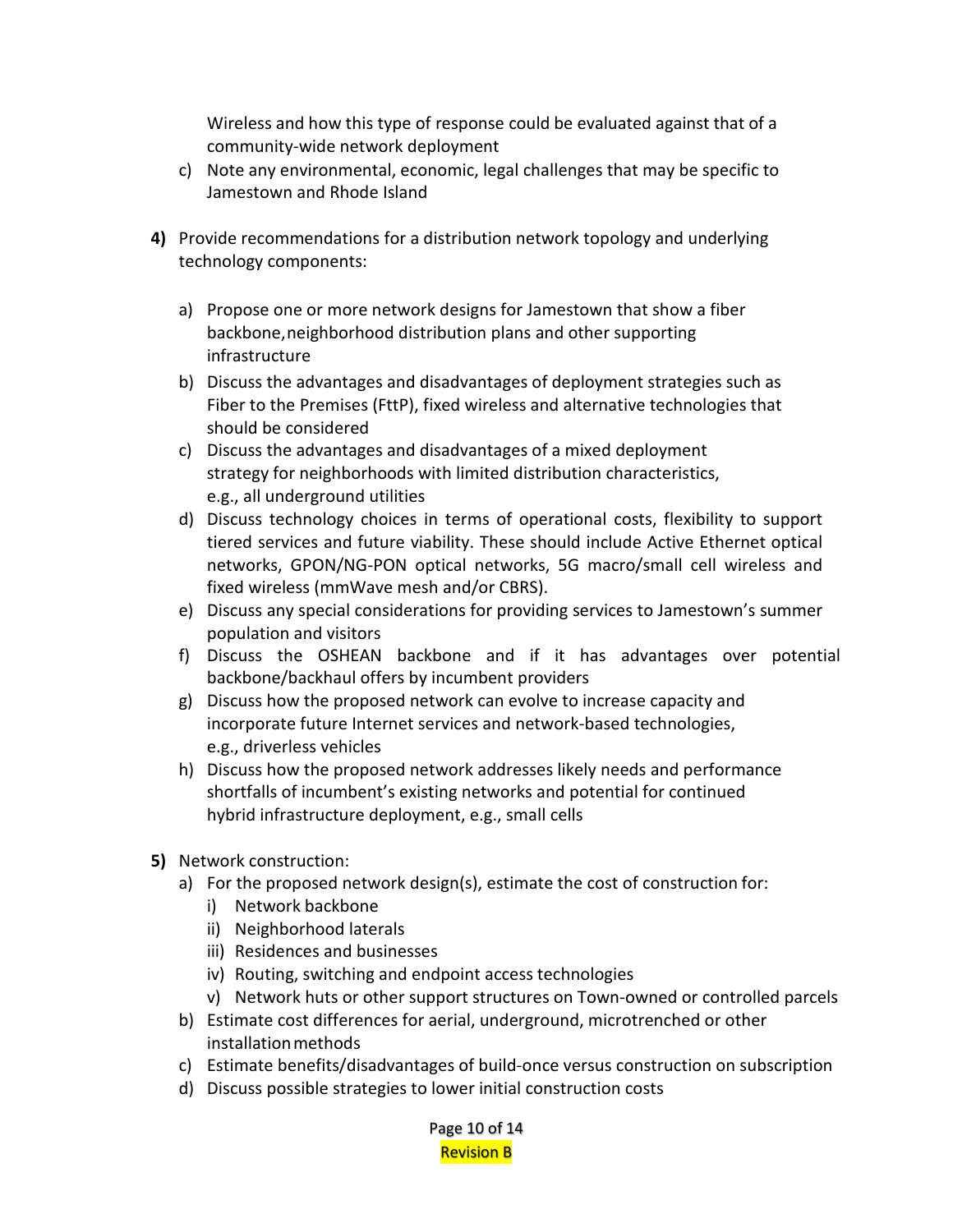Wireless and how this type of response could be evaluated against that of a community-wide network deployment

c) Note any environmental, economic, legal challenges that may be specific to Jamestown and Rhode Island

**4)** Provide recommendations for a distribution network topology and underlying technology components:

a) Propose one or more network designs for Jamestown that show a fiber backbone, neighborhood distribution plans and other supporting infrastructure

b) Discuss the advantages and disadvantages of deployment strategies such as Fiber to the Premises (FttP), fixed wireless and alternative technologies that should be considered

c) Discuss the advantages and disadvantages of a mixed deployment strategy for neighborhoods with limited distribution characteristics, e.g., all underground utilities

d) Discuss technology choices in terms of operational costs, flexibility to support tiered services and future viability. These should include Active Ethernet optical networks, GPON/NG-PON optical networks, 5G macro/small cell wireless and fixed wireless (mmWave mesh and/or CBRS).

e) Discuss any special considerations for providing services to Jamestown's summer population and visitors

f) Discuss the OSHEAN backbone and if it has advantages over potential backbone/backhaul offers by incumbent providers

g) Discuss how the proposed network can evolve to increase capacity and incorporate future Internet services and network-based technologies, e.g., driverless vehicles

h) Discuss how the proposed network addresses likely needs and performance shortfalls of incumbent's existing networks and potential for continued hybrid infrastructure deployment, e.g., small cells

**5)** Network construction:

a) For the proposed network design(s), estimate the cost of construction for:
   i) Network backbone
   ii) Neighborhood laterals
   iii) Residences and businesses
   iv) Routing, switching and endpoint access technologies
   v) Network huts or other support structures on Town-owned or controlled parcels

b) Estimate cost differences for aerial, underground, microtrenched or other installation methods

c) Estimate benefits/disadvantages of build-once versus construction on subscription

d) Discuss possible strategies to lower initial construction costs

Revision B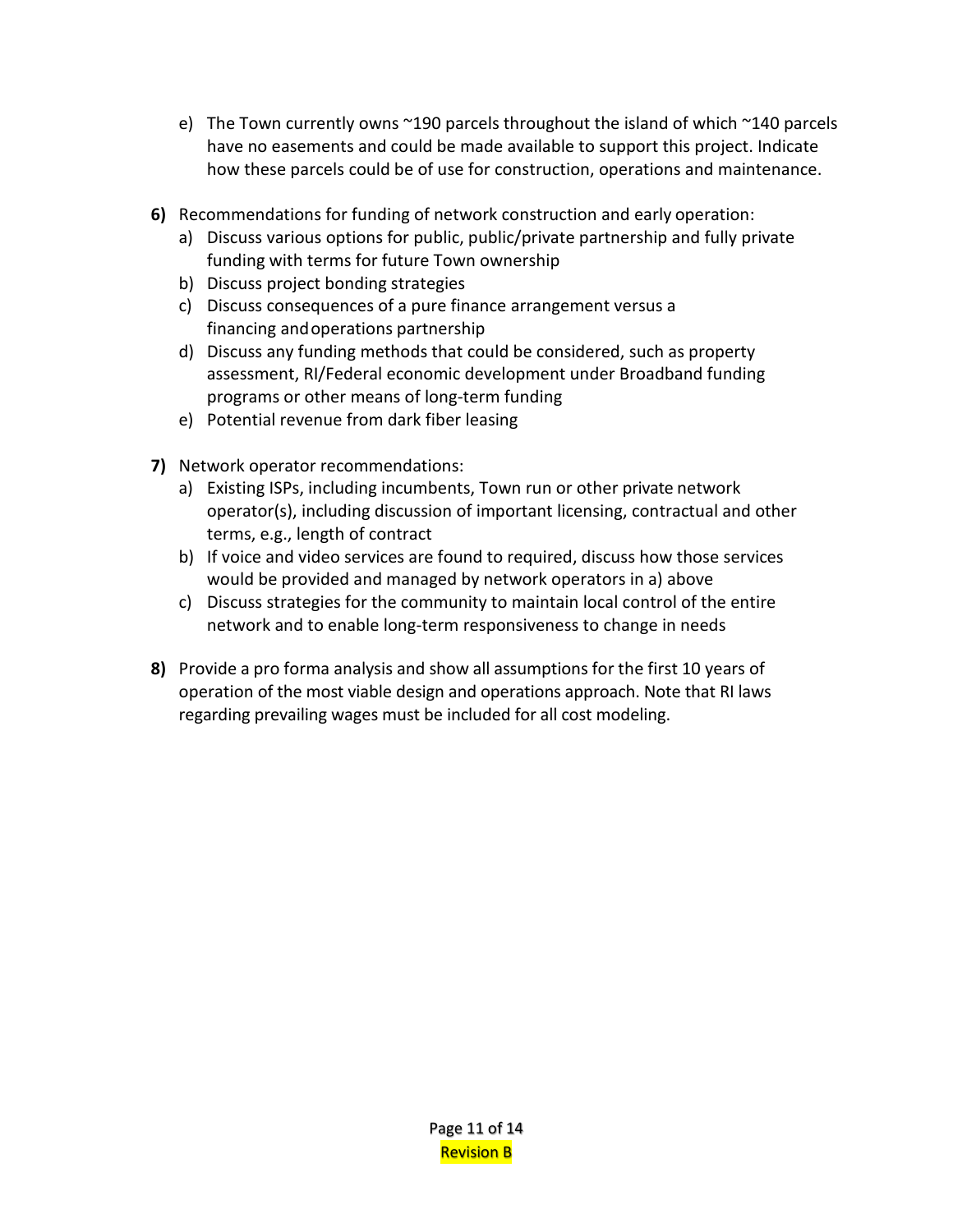e) The Town currently owns ~190 parcels throughout the island of which ~140 parcels have no easements and could be made available to support this project. Indicate how these parcels could be of use for construction, operations and maintenance.

**6)** Recommendations for funding of network construction and early operation:

a) Discuss various options for public, public/private partnership and fully private funding with terms for future Town ownership

b) Discuss project bonding strategies

c) Discuss consequences of a pure finance arrangement versus a financing and operations partnership

d) Discuss any funding methods that could be considered, such as property assessment, RI/Federal economic development under Broadband funding programs or other means of long-term funding

e) Potential revenue from dark fiber leasing

**7)** Network operator recommendations:

a) Existing ISPs, including incumbents, Town run or other private network operator(s), including discussion of important licensing, contractual and other terms, e.g., length of contract

b) If voice and video services are found to required, discuss how those services would be provided and managed by network operators in a) above

c) Discuss strategies for the community to maintain local control of the entire network and to enable long-term responsiveness to change in needs

**8)** Provide a pro forma analysis and show all assumptions for the first 10 years of operation of the most viable design and operations approach. Note that RI laws regarding prevailing wages must be included for all cost modeling.

Revision B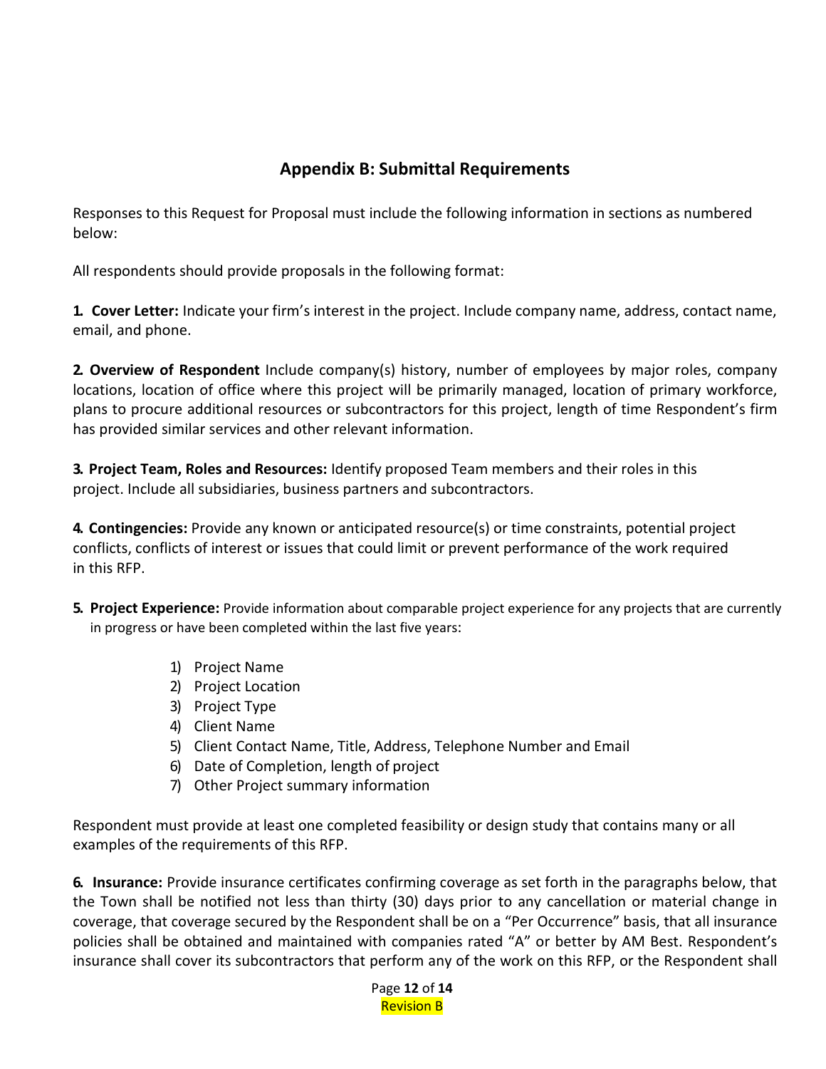## Appendix B: Submittal Requirements

Responses to this Request for Proposal must include the following information in sections as numbered below:

All respondents should provide proposals in the following format:

**1. Cover Letter:** Indicate your firm's interest in the project. Include company name, address, contact name, email, and phone.

**2. Overview of Respondent** Include company(s) history, number of employees by major roles, company locations, location of office where this project will be primarily managed, location of primary workforce, plans to procure additional resources or subcontractors for this project, length of time Respondent's firm has provided similar services and other relevant information.

**3. Project Team, Roles and Resources:** Identify proposed Team members and their roles in this project. Include all subsidiaries, business partners and subcontractors.

**4. Contingencies:** Provide any known or anticipated resource(s) or time constraints, potential project conflicts, conflicts of interest or issues that could limit or prevent performance of the work required in this RFP.

**5. Project Experience:** Provide information about comparable project experience for any projects that are currently in progress or have been completed within the last five years:

1) Project Name
2) Project Location
3) Project Type
4) Client Name
5) Client Contact Name, Title, Address, Telephone Number and Email
6) Date of Completion, length of project
7) Other Project summary information

Respondent must provide at least one completed feasibility or design study that contains many or all examples of the requirements of this RFP.

**6. Insurance:** Provide insurance certificates confirming coverage as set forth in the paragraphs below, that the Town shall be notified not less than thirty (30) days prior to any cancellation or material change in coverage, that coverage secured by the Respondent shall be on a "Per Occurrence" basis, that all insurance policies shall be obtained and maintained with companies rated "A" or better by AM Best. Respondent's insurance shall cover its subcontractors that perform any of the work on this RFP, or the Respondent shall

Revision B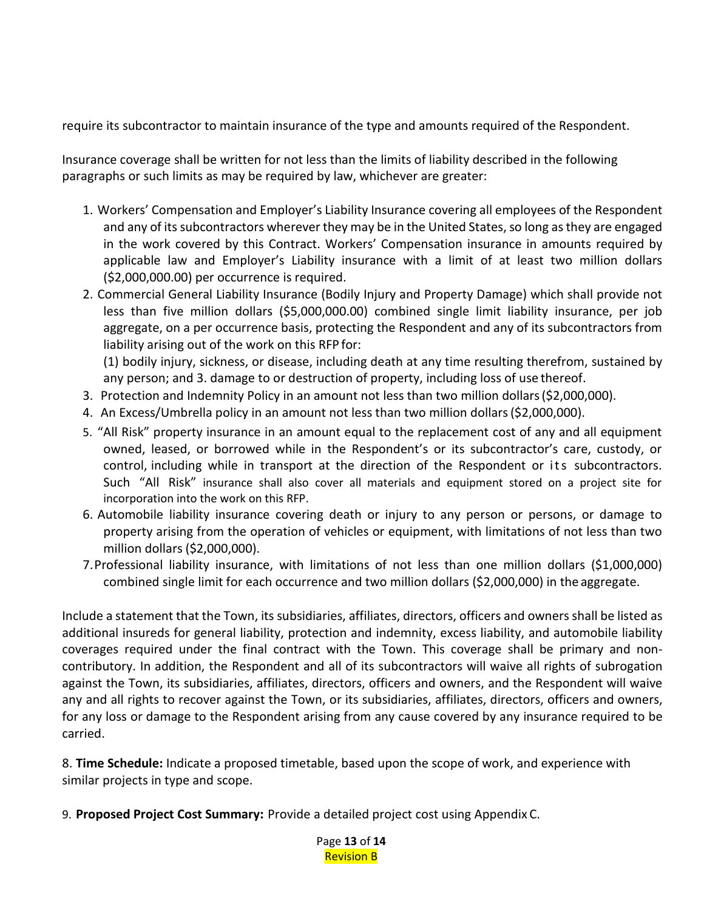require its subcontractor to maintain insurance of the type and amounts required of the Respondent.

Insurance coverage shall be written for not less than the limits of liability described in the following paragraphs or such limits as may be required by law, whichever are greater:

1. Workers' Compensation and Employer's Liability Insurance covering all employees of the Respondent and any of its subcontractors wherever they may be in the United States, so long as they are engaged in the work covered by this Contract. Workers' Compensation insurance in amounts required by applicable law and Employer's Liability insurance with a limit of at least two million dollars ($2,000,000.00) per occurrence is required.
2. Commercial General Liability Insurance (Bodily Injury and Property Damage) which shall provide not less than five million dollars ($5,000,000.00) combined single limit liability insurance, per job aggregate, on a per occurrence basis, protecting the Respondent and any of its subcontractors from liability arising out of the work on this RFP for:

   (1) bodily injury, sickness, or disease, including death at any time resulting therefrom, sustained by any person; and 3. damage to or destruction of property, including loss of use thereof.
3. Protection and Indemnity Policy in an amount not less than two million dollars ($2,000,000).
4. An Excess/Umbrella policy in an amount not less than two million dollars ($2,000,000).
5. "All Risk" property insurance in an amount equal to the replacement cost of any and all equipment owned, leased, or borrowed while in the Respondent's or its subcontractor's care, custody, or control, including while in transport at the direction of the Respondent or its subcontractors. Such "All Risk" insurance shall also cover all materials and equipment stored on a project site for incorporation into the work on this RFP.
6. Automobile liability insurance covering death or injury to any person or persons, or damage to property arising from the operation of vehicles or equipment, with limitations of not less than two million dollars ($2,000,000).
7. Professional liability insurance, with limitations of not less than one million dollars ($1,000,000) combined single limit for each occurrence and two million dollars ($2,000,000) in the aggregate.

Include a statement that the Town, its subsidiaries, affiliates, directors, officers and owners shall be listed as additional insureds for general liability, protection and indemnity, excess liability, and automobile liability coverages required under the final contract with the Town. This coverage shall be primary and non-contributory. In addition, the Respondent and all of its subcontractors will waive all rights of subrogation against the Town, its subsidiaries, affiliates, directors, officers and owners, and the Respondent will waive any and all rights to recover against the Town, or its subsidiaries, affiliates, directors, officers and owners, for any loss or damage to the Respondent arising from any cause covered by any insurance required to be carried.

8. **Time Schedule:** Indicate a proposed timetable, based upon the scope of work, and experience with similar projects in type and scope.

9. **Proposed Project Cost Summary:** Provide a detailed project cost using Appendix C.

Revision B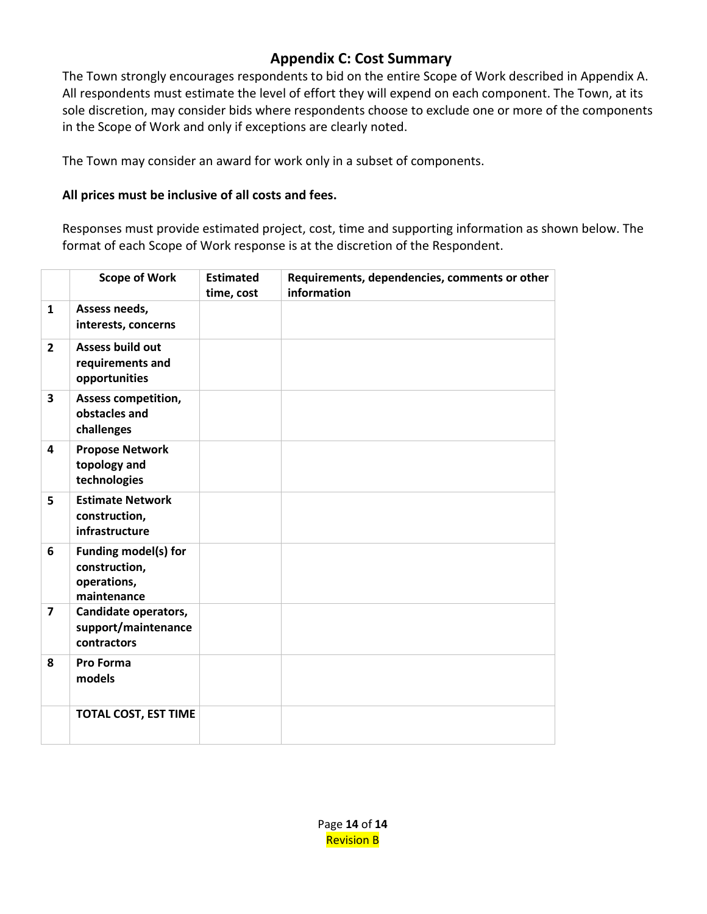## Appendix C: Cost Summary

The Town strongly encourages respondents to bid on the entire Scope of Work described in Appendix A. All respondents must estimate the level of effort they will expend on each component. The Town, at its sole discretion, may consider bids where respondents choose to exclude one or more of the components in the Scope of Work and only if exceptions are clearly noted.

The Town may consider an award for work only in a subset of components.

**All prices must be inclusive of all costs and fees.**

Responses must provide estimated project, cost, time and supporting information as shown below. The format of each Scope of Work response is at the discretion of the Respondent.

| | Scope of Work | Estimated time, cost | Requirements, dependencies, comments or other information |
|---|---|---|---|
| **1** | **Assess needs, interests, concerns** | | |
| **2** | **Assess build out requirements and opportunities** | | |
| **3** | **Assess competition, obstacles and challenges** | | |
| **4** | **Propose Network topology and technologies** | | |
| **5** | **Estimate Network construction, infrastructure** | | |
| **6** | **Funding model(s) for construction, operations, maintenance** | | |
| **7** | **Candidate operators, support/maintenance contractors** | | |
| **8** | **Pro Forma models** | | |
| | **TOTAL COST, EST TIME** | | |

Revision B